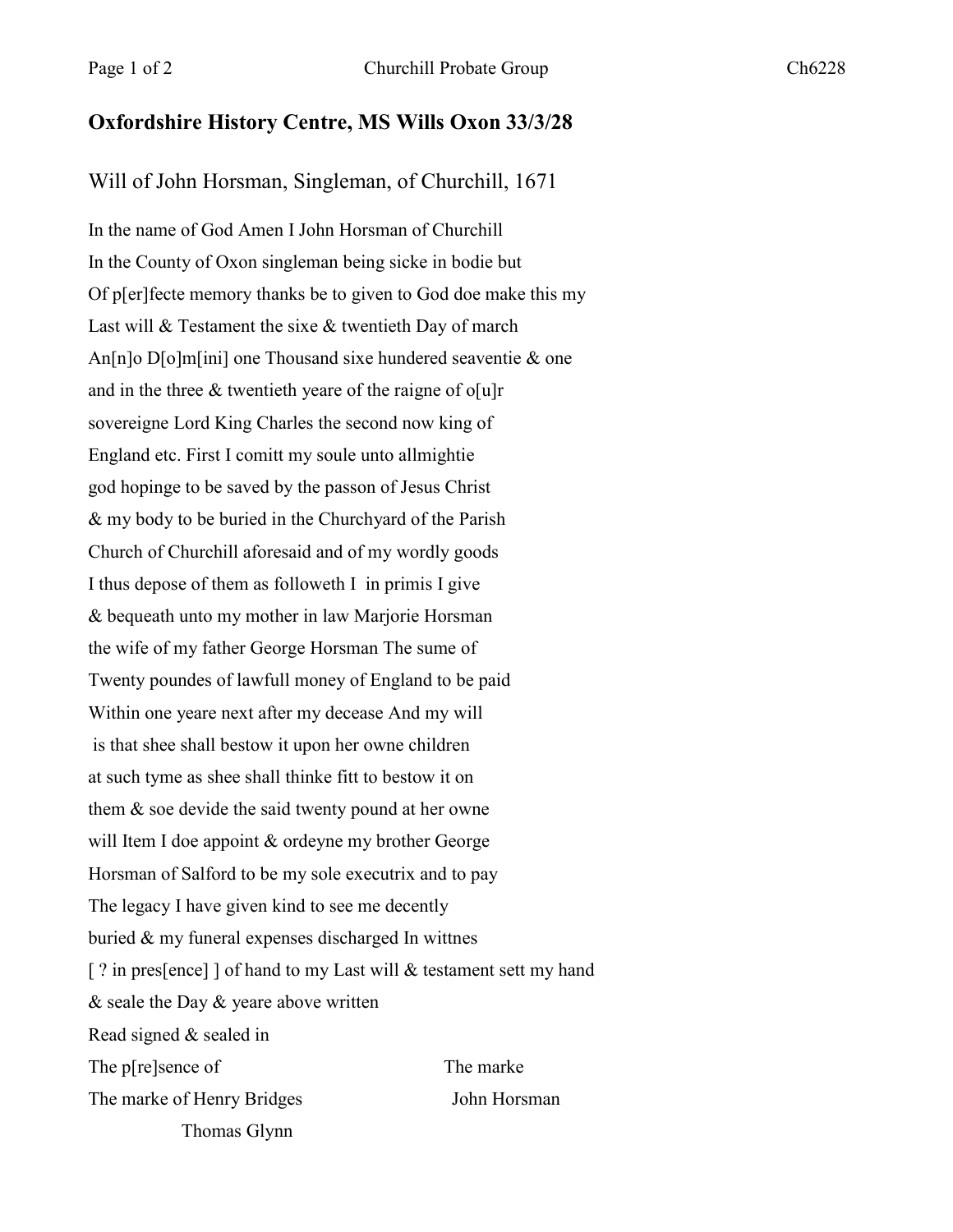## Oxfordshire History Centre, MS Wills Oxon 33/3/28

Will of John Horsman, Singleman, of Churchill, 1671

In the name of God Amen I John Horsman of Churchill
In the County of Oxon singleman being sicke in bodie but
Of p[er]fecte memory thanks be to given to God doe make this my
Last will & Testament the sixe & twentieth Day of march
An[n]o D[o]m[ini] one Thousand sixe hundered seaventie & one
and in the three & twentieth yeare of the raigne of o[u]r
sovereigne Lord King Charles the second now king of
England etc. First I comitt my soule unto allmightie
god hopinge to be saved by the passon of Jesus Christ
& my body to be buried in the Churchyard of the Parish
Church of Churchill aforesaid and of my wordly goods
I thus depose of them as followeth I in primis I give
& bequeath unto my mother in law Marjorie Horsman
the wife of my father George Horsman The sume of
Twenty poundes of lawfull money of England to be paid
Within one yeare next after my decease And my will
is that shee shall bestow it upon her owne children
at such tyme as shee shall thinke fitt to bestow it on
them & soe devide the said twenty pound at her owne
will Item I doe appoint & ordeyne my brother George
Horsman of Salford to be my sole executrix and to pay
The legacy I have given kind to see me decently
buried & my funeral expenses discharged In wittnes
[ ? in pres[ence] ] of hand to my Last will & testament sett my hand
& seale the Day & yeare above written

Read signed & sealed in
The p[re]sence of
The marke of Henry Bridges
Thomas Glynn

The marke
John Horsman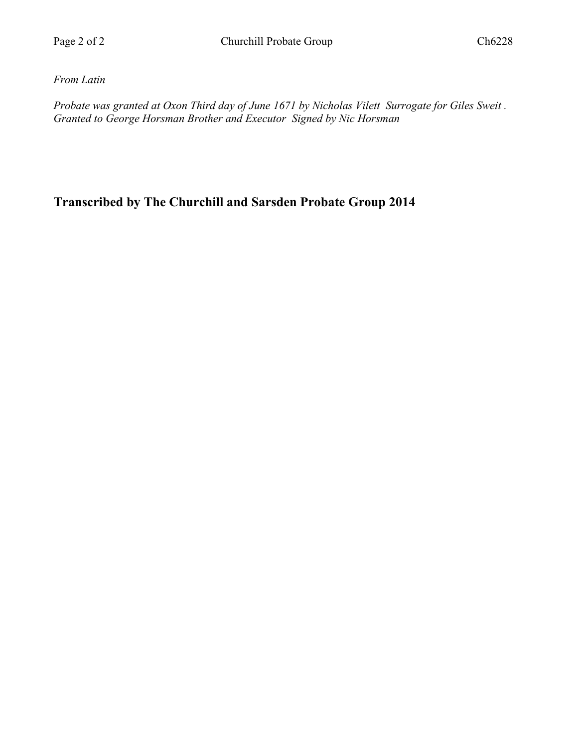*From Latin*

*Probate was granted at Oxon Third day of June 1671 by Nicholas Vilett Surrogate for Giles Sweit . Granted to George Horsman Brother and Executor Signed by Nic Horsman*

**Transcribed by The Churchill and Sarsden Probate Group 2014**